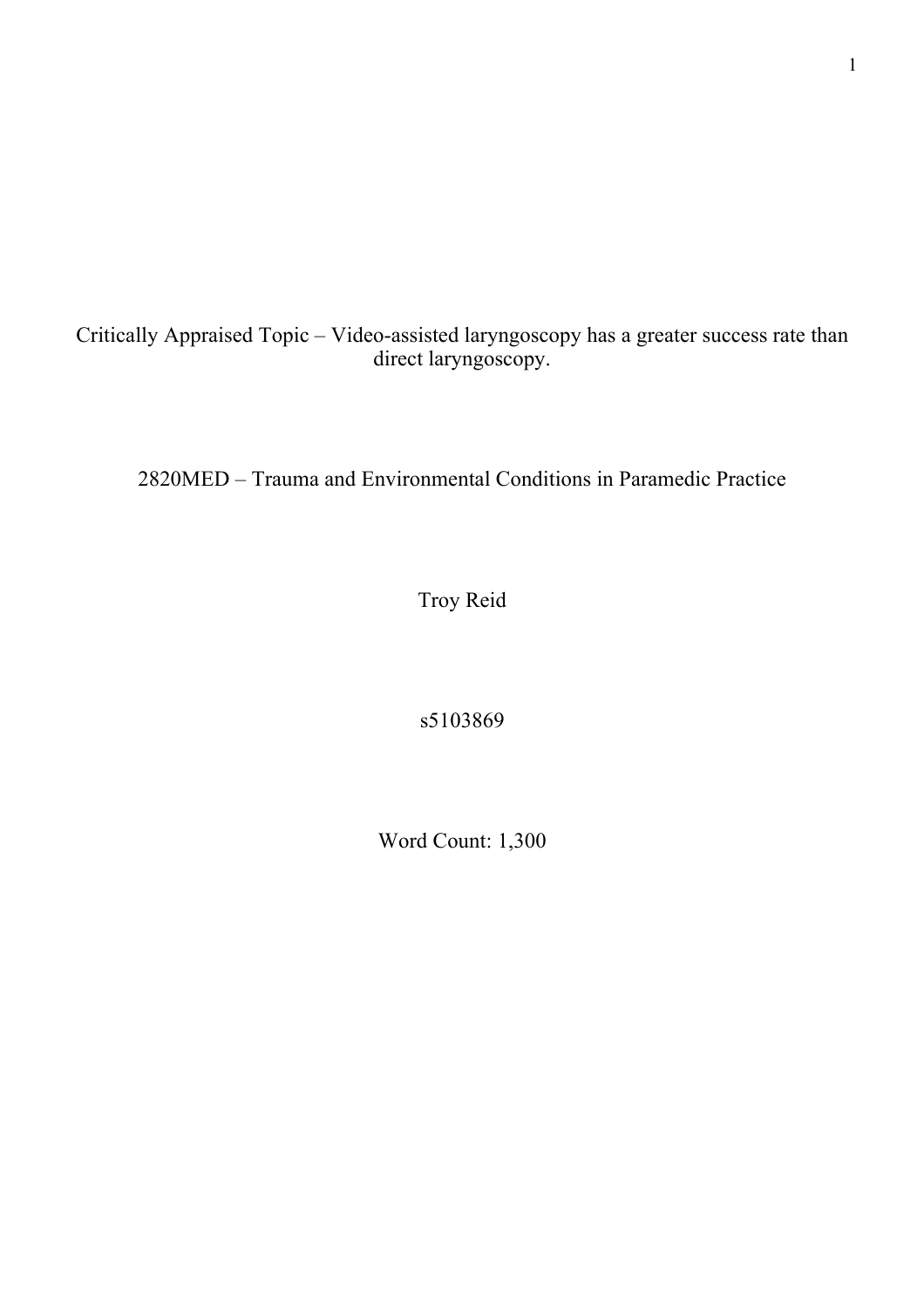Critically Appraised Topic – Video-assisted laryngoscopy has a greater success rate than direct laryngoscopy.

2820MED – Trauma and Environmental Conditions in Paramedic Practice

Troy Reid

s5103869

Word Count: 1,300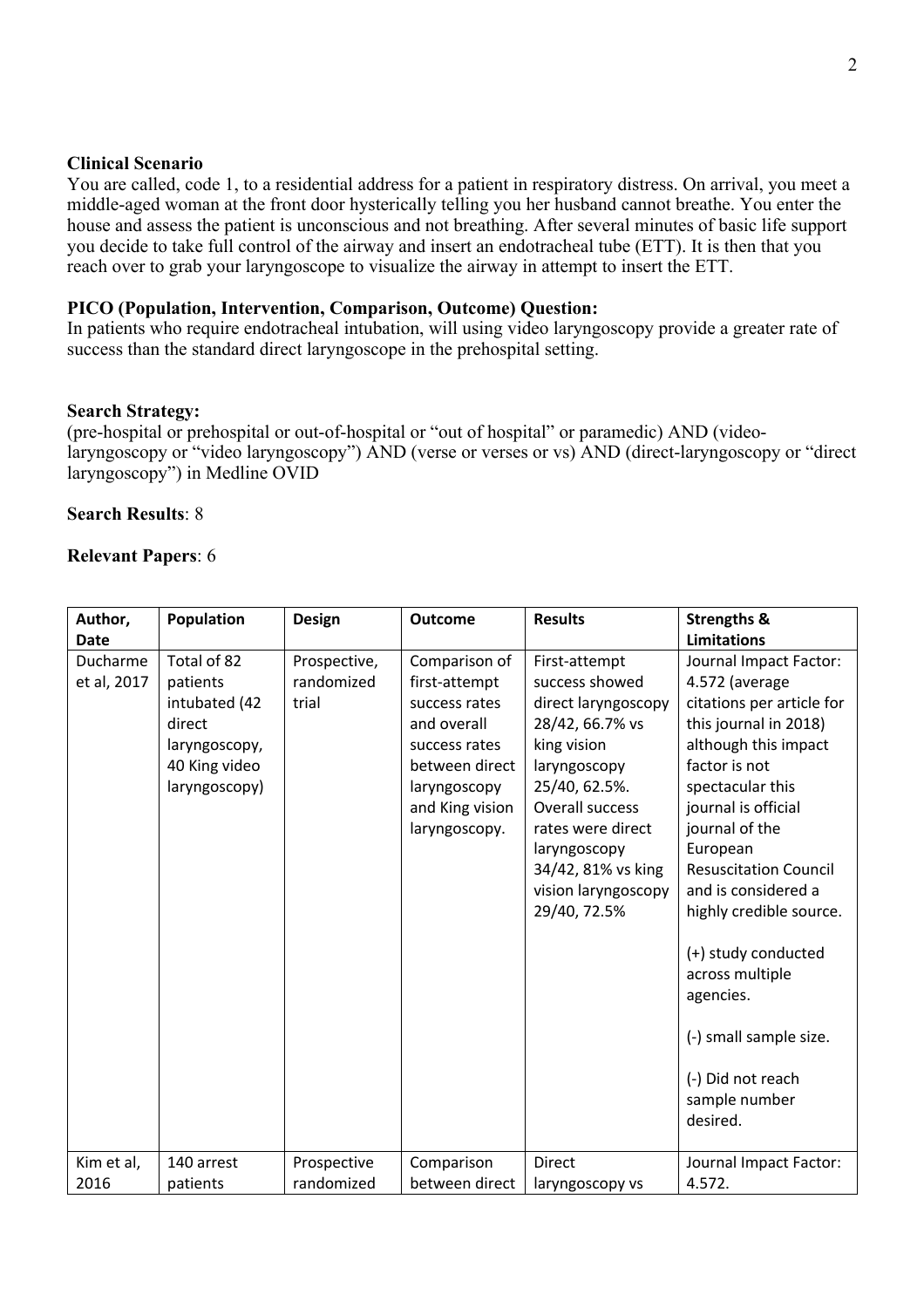**Clinical Scenario**

You are called, code 1, to a residential address for a patient in respiratory distress. On arrival, you meet a middle-aged woman at the front door hysterically telling you her husband cannot breathe. You enter the house and assess the patient is unconscious and not breathing. After several minutes of basic life support you decide to take full control of the airway and insert an endotracheal tube (ETT). It is then that you reach over to grab your laryngoscope to visualize the airway in attempt to insert the ETT.

**PICO (Population, Intervention, Comparison, Outcome) Question:**

In patients who require endotracheal intubation, will using video laryngoscopy provide a greater rate of success than the standard direct laryngoscope in the prehospital setting.

**Search Strategy:**

(pre-hospital or prehospital or out-of-hospital or "out of hospital" or paramedic) AND (video-laryngoscopy or "video laryngoscopy") AND (verse or verses or vs) AND (direct-laryngoscopy or "direct laryngoscopy") in Medline OVID

**Search Results**: 8

**Relevant Papers**: 6

| Author, Date | Population | Design | Outcome | Results | Strengths & Limitations |
|---|---|---|---|---|---|
| Ducharme et al, 2017 | Total of 82 patients intubated (42 direct laryngoscopy, 40 King video laryngoscopy) | Prospective, randomized trial | Comparison of first-attempt success rates and overall success rates between direct laryngoscopy and King vision laryngoscopy. | First-attempt success showed direct laryngoscopy 28/42, 66.7% vs king vision laryngoscopy 25/40, 62.5%. Overall success rates were direct laryngoscopy 34/42, 81% vs king vision laryngoscopy 29/40, 72.5% | Journal Impact Factor: 4.572 (average citations per article for this journal in 2018) although this impact factor is not spectacular this journal is official journal of the European Resuscitation Council and is considered a highly credible source.<br><br>(+) study conducted across multiple agencies.<br><br>(-) small sample size.<br><br>(-) Did not reach sample number desired. |
| Kim et al, 2016 | 140 arrest patients | Prospective randomized | Comparison between direct | Direct laryngoscopy vs | Journal Impact Factor: 4.572. |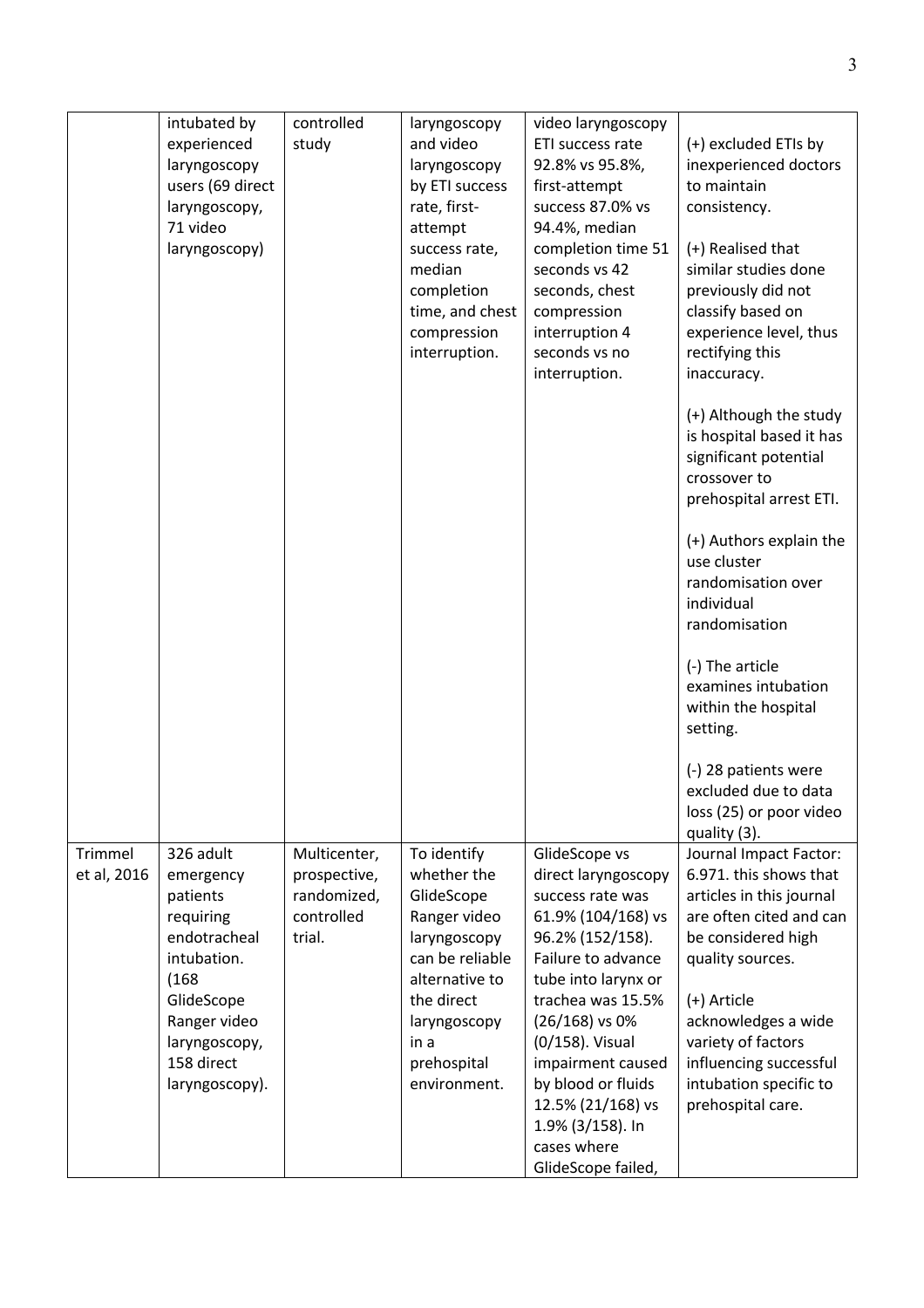| | | | | | |
|---|---|---|---|---|---|
| | intubated by experienced laryngoscopy users (69 direct laryngoscopy, 71 video laryngoscopy) | controlled study | laryngoscopy and video laryngoscopy by ETI success rate, first-attempt success rate, median completion time, and chest compression interruption. | video laryngoscopy ETI success rate 92.8% vs 95.8%, first-attempt success 87.0% vs 94.4%, median completion time 51 seconds vs 42 seconds, chest compression interruption 4 seconds vs no interruption. | (+) excluded ETIs by inexperienced doctors to maintain consistency.<br><br>(+) Realised that similar studies done previously did not classify based on experience level, thus rectifying this inaccuracy.<br><br>(+) Although the study is hospital based it has significant potential crossover to prehospital arrest ETI.<br><br>(+) Authors explain the use cluster randomisation over individual randomisation<br><br>(-) The article examines intubation within the hospital setting.<br><br>(-) 28 patients were excluded due to data loss (25) or poor video quality (3). |
| Trimmel et al, 2016 | 326 adult emergency patients requiring endotracheal intubation. (168 GlideScope Ranger video laryngoscopy, 158 direct laryngoscopy). | Multicenter, prospective, randomized, controlled trial. | To identify whether the GlideScope Ranger video laryngoscopy can be reliable alternative to the direct laryngoscopy in a prehospital environment. | GlideScope vs direct laryngoscopy success rate was 61.9% (104/168) vs 96.2% (152/158). Failure to advance tube into larynx or trachea was 15.5% (26/168) vs 0% (0/158). Visual impairment caused by blood or fluids 12.5% (21/168) vs 1.9% (3/158). In cases where GlideScope failed, | Journal Impact Factor: 6.971. this shows that articles in this journal are often cited and can be considered high quality sources.<br><br>(+) Article acknowledges a wide variety of factors influencing successful intubation specific to prehospital care. |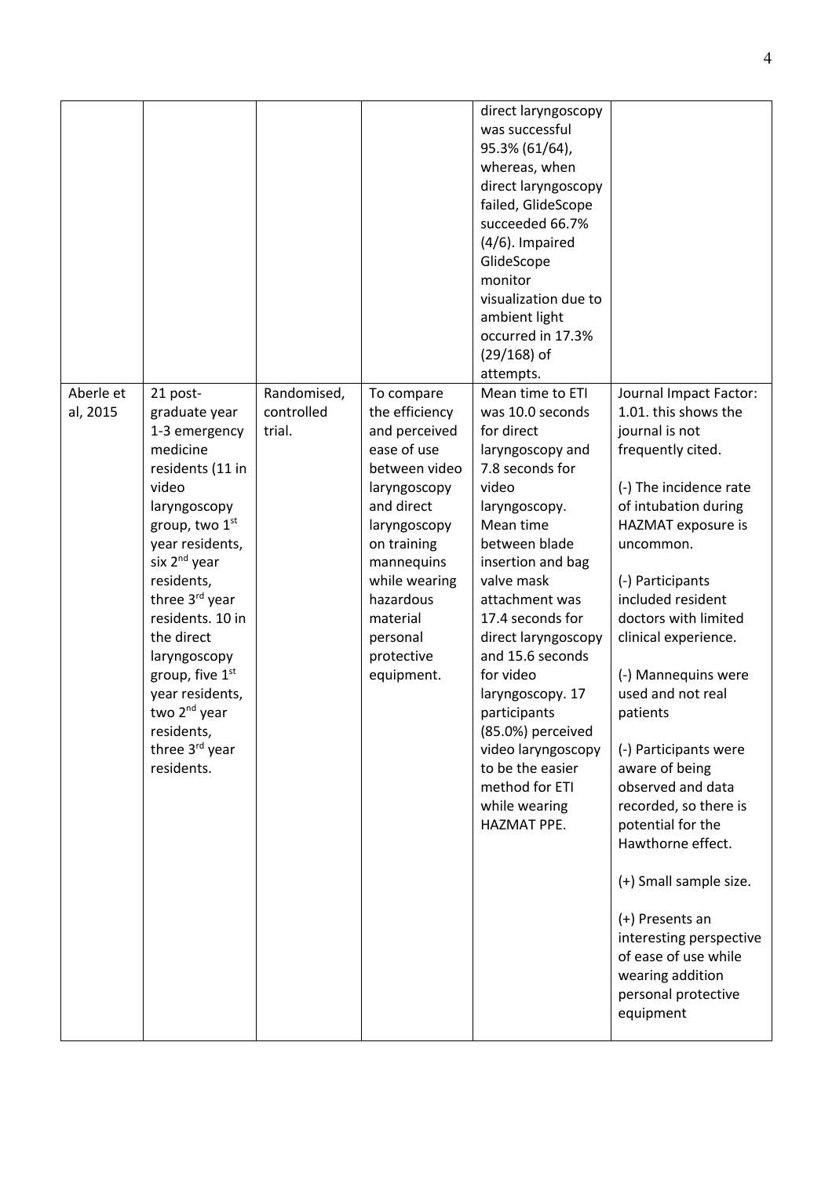| | | | | direct laryngoscopy was successful 95.3% (61/64), whereas, when direct laryngoscopy failed, GlideScope succeeded 66.7% (4/6). Impaired GlideScope monitor visualization due to ambient light occurred in 17.3% (29/168) of attempts. | |
|---|---|---|---|---|---|
| Aberle et al, 2015 | 21 post-graduate year 1-3 emergency medicine residents (11 in video laryngoscopy group, two 1st year residents, six 2nd year residents, three 3rd year residents. 10 in the direct laryngoscopy group, five 1st year residents, two 2nd year residents, three 3rd year residents. | Randomised, controlled trial. | To compare the efficiency and perceived ease of use between video laryngoscopy and direct laryngoscopy on training mannequins while wearing hazardous material personal protective equipment. | Mean time to ETI was 10.0 seconds for direct laryngoscopy and 7.8 seconds for video laryngoscopy. Mean time between blade insertion and bag valve mask attachment was 17.4 seconds for direct laryngoscopy and 15.6 seconds for video laryngoscopy. 17 participants (85.0%) perceived video laryngoscopy to be the easier method for ETI while wearing HAZMAT PPE. | Journal Impact Factor: 1.01. this shows the journal is not frequently cited.<br><br>(-) The incidence rate of intubation during HAZMAT exposure is uncommon.<br><br>(-) Participants included resident doctors with limited clinical experience.<br><br>(-) Mannequins were used and not real patients<br><br>(-) Participants were aware of being observed and data recorded, so there is potential for the Hawthorne effect.<br><br>(+) Small sample size.<br><br>(+) Presents an interesting perspective of ease of use while wearing addition personal protective equipment |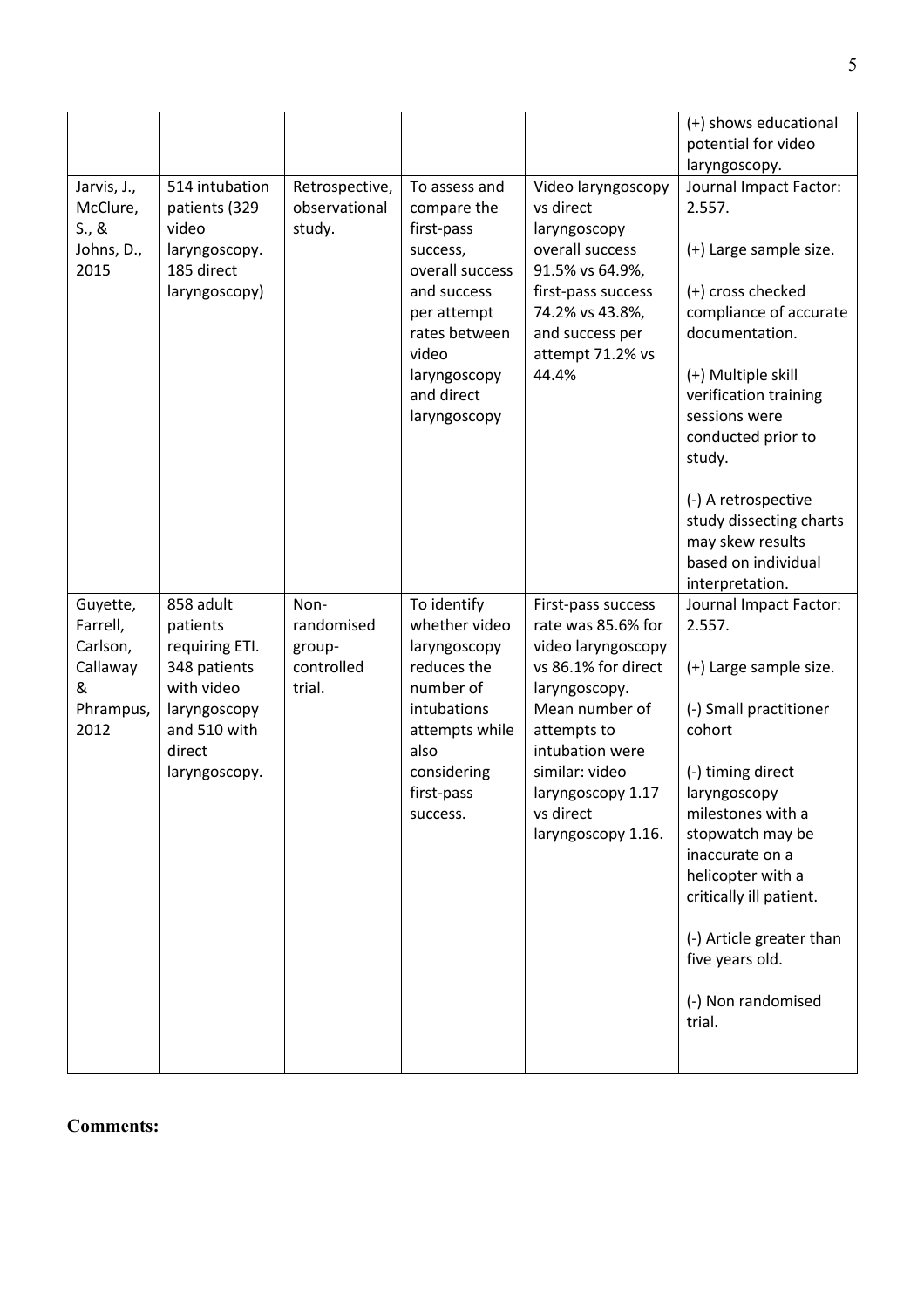| | | | | | |
|---|---|---|---|---|---|
| | | | | | (+) shows educational potential for video laryngoscopy. |
| Jarvis, J., McClure, S., & Johns, D., 2015 | 514 intubation patients (329 video laryngoscopy. 185 direct laryngoscopy) | Retrospective, observational study. | To assess and compare the first-pass success, overall success and success per attempt rates between video laryngoscopy and direct laryngoscopy | Video laryngoscopy vs direct laryngoscopy overall success 91.5% vs 64.9%, first-pass success 74.2% vs 43.8%, and success per attempt 71.2% vs 44.4% | Journal Impact Factor: 2.557. <br><br> (+) Large sample size. <br><br> (+) cross checked compliance of accurate documentation. <br><br> (+) Multiple skill verification training sessions were conducted prior to study. <br><br> (-) A retrospective study dissecting charts may skew results based on individual interpretation. |
| Guyette, Farrell, Carlson, Callaway & Phrampus, 2012 | 858 adult patients requiring ETI. 348 patients with video laryngoscopy and 510 with direct laryngoscopy. | Non-randomised group-controlled trial. | To identify whether video laryngoscopy reduces the number of intubations attempts while also considering first-pass success. | First-pass success rate was 85.6% for video laryngoscopy vs 86.1% for direct laryngoscopy. Mean number of attempts to intubation were similar: video laryngoscopy 1.17 vs direct laryngoscopy 1.16. | Journal Impact Factor: 2.557. <br><br> (+) Large sample size. <br><br> (-) Small practitioner cohort <br><br> (-) timing direct laryngoscopy milestones with a stopwatch may be inaccurate on a helicopter with a critically ill patient. <br><br> (-) Article greater than five years old. <br><br> (-) Non randomised trial. |

**Comments:**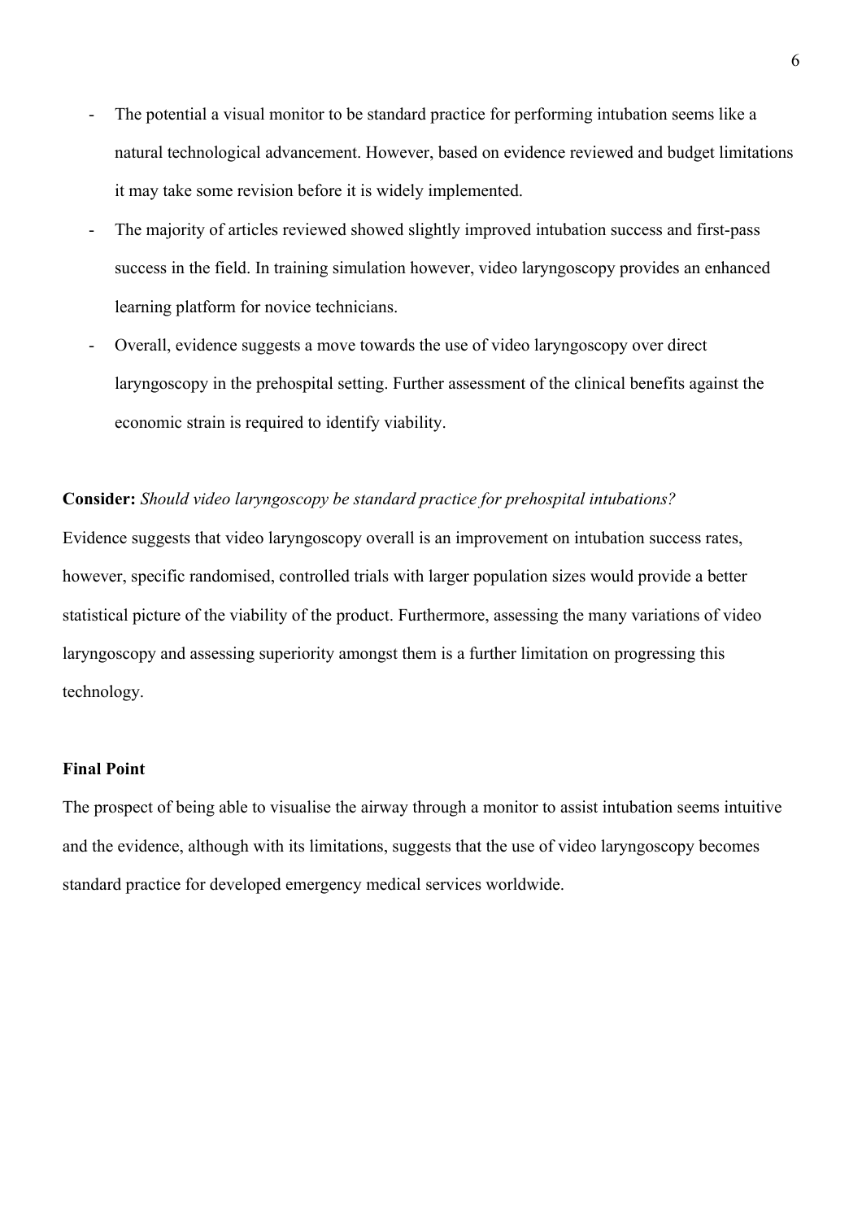- The potential a visual monitor to be standard practice for performing intubation seems like a natural technological advancement. However, based on evidence reviewed and budget limitations it may take some revision before it is widely implemented.
- The majority of articles reviewed showed slightly improved intubation success and first-pass success in the field. In training simulation however, video laryngoscopy provides an enhanced learning platform for novice technicians.
- Overall, evidence suggests a move towards the use of video laryngoscopy over direct laryngoscopy in the prehospital setting. Further assessment of the clinical benefits against the economic strain is required to identify viability.

**Consider:** *Should video laryngoscopy be standard practice for prehospital intubations?*

Evidence suggests that video laryngoscopy overall is an improvement on intubation success rates, however, specific randomised, controlled trials with larger population sizes would provide a better statistical picture of the viability of the product. Furthermore, assessing the many variations of video laryngoscopy and assessing superiority amongst them is a further limitation on progressing this technology.

**Final Point**

The prospect of being able to visualise the airway through a monitor to assist intubation seems intuitive and the evidence, although with its limitations, suggests that the use of video laryngoscopy becomes standard practice for developed emergency medical services worldwide.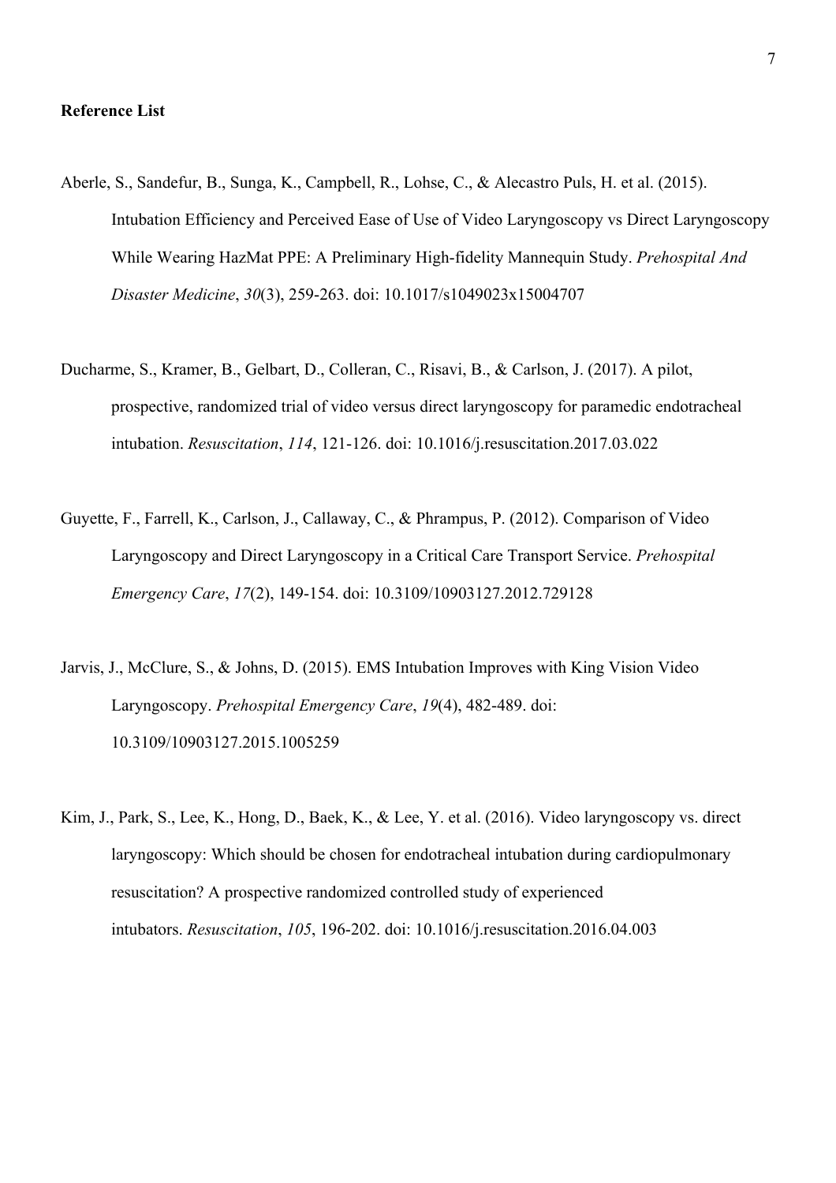**Reference List**

Aberle, S., Sandefur, B., Sunga, K., Campbell, R., Lohse, C., & Alecastro Puls, H. et al. (2015). Intubation Efficiency and Perceived Ease of Use of Video Laryngoscopy vs Direct Laryngoscopy While Wearing HazMat PPE: A Preliminary High-fidelity Mannequin Study. *Prehospital And Disaster Medicine*, *30*(3), 259-263. doi: 10.1017/s1049023x15004707

Ducharme, S., Kramer, B., Gelbart, D., Colleran, C., Risavi, B., & Carlson, J. (2017). A pilot, prospective, randomized trial of video versus direct laryngoscopy for paramedic endotracheal intubation. *Resuscitation*, *114*, 121-126. doi: 10.1016/j.resuscitation.2017.03.022

Guyette, F., Farrell, K., Carlson, J., Callaway, C., & Phrampus, P. (2012). Comparison of Video Laryngoscopy and Direct Laryngoscopy in a Critical Care Transport Service. *Prehospital Emergency Care*, *17*(2), 149-154. doi: 10.3109/10903127.2012.729128

Jarvis, J., McClure, S., & Johns, D. (2015). EMS Intubation Improves with King Vision Video Laryngoscopy. *Prehospital Emergency Care*, *19*(4), 482-489. doi: 10.3109/10903127.2015.1005259

Kim, J., Park, S., Lee, K., Hong, D., Baek, K., & Lee, Y. et al. (2016). Video laryngoscopy vs. direct laryngoscopy: Which should be chosen for endotracheal intubation during cardiopulmonary resuscitation? A prospective randomized controlled study of experienced intubators. *Resuscitation*, *105*, 196-202. doi: 10.1016/j.resuscitation.2016.04.003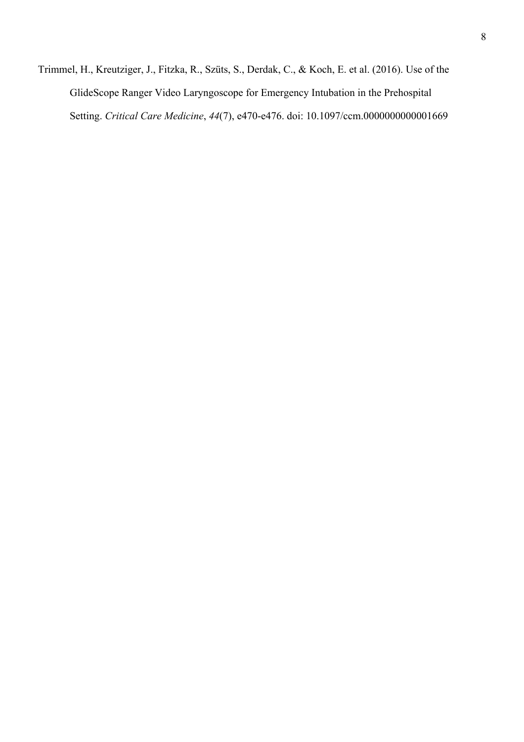Trimmel, H., Kreutziger, J., Fitzka, R., Szüts, S., Derdak, C., & Koch, E. et al. (2016). Use of the GlideScope Ranger Video Laryngoscope for Emergency Intubation in the Prehospital Setting. *Critical Care Medicine*, *44*(7), e470-e476. doi: 10.1097/ccm.0000000000001669